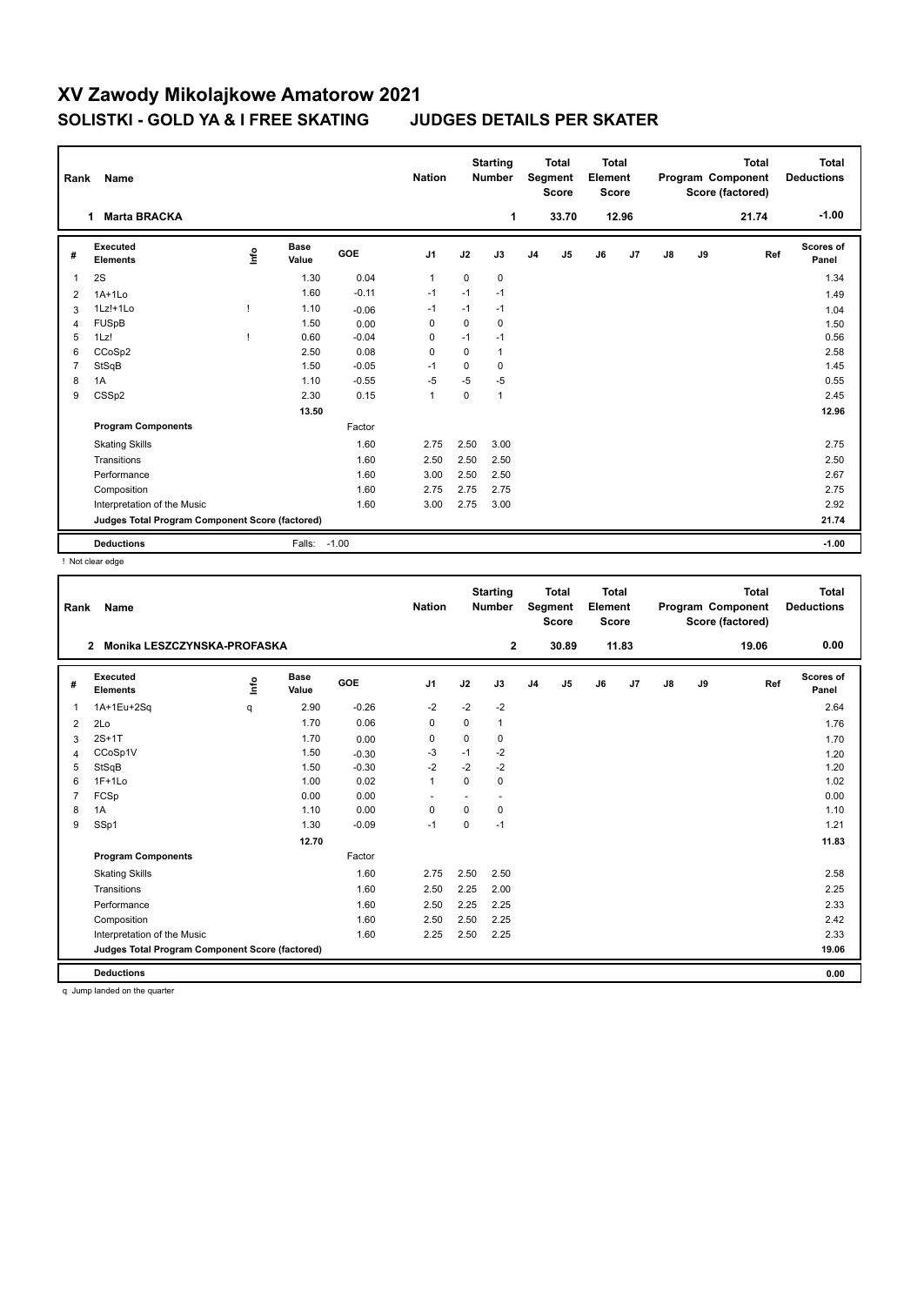# XV Zawody Mikolajkowe Amatorow 2021

## SOLISTKI - GOLD YA & I FREE SKATING JUDGES DETAILS PER SKATER

| Rank | Name | Nation | Starting Number | Total Segment Score | Total Element Score | Total Program Component Score (factored) | Total Deductions |
|---|---|---|---|---|---|---|---|
| 1 | Marta BRACKA | | 1 | 33.70 | 12.96 | 21.74 | -1.00 |

| # | Executed Elements | Info | Base Value | GOE | J1 | J2 | J3 | J4 | J5 | J6 | J7 | J8 | J9 | Ref | Scores of Panel |
|---|---|---|---|---|---|---|---|---|---|---|---|---|---|---|---|
| 1 | 2S | | 1.30 | 0.04 | 1 | 0 | 0 | | | | | | | | 1.34 |
| 2 | 1A+1Lo | | 1.60 | -0.11 | -1 | -1 | -1 | | | | | | | | 1.49 |
| 3 | 1Lz!+1Lo | ! | 1.10 | -0.06 | -1 | -1 | -1 | | | | | | | | 1.04 |
| 4 | FUSpB | | 1.50 | 0.00 | 0 | 0 | 0 | | | | | | | | 1.50 |
| 5 | 1Lz! | ! | 0.60 | -0.04 | 0 | -1 | -1 | | | | | | | | 0.56 |
| 6 | CCoSp2 | | 2.50 | 0.08 | 0 | 0 | 1 | | | | | | | | 2.58 |
| 7 | StSqB | | 1.50 | -0.05 | -1 | 0 | 0 | | | | | | | | 1.45 |
| 8 | 1A | | 1.10 | -0.55 | -5 | -5 | -5 | | | | | | | | 0.55 |
| 9 | CSSp2 | | 2.30 | 0.15 | 1 | 0 | 1 | | | | | | | | 2.45 |
| | | | 13.50 | | | | | | | | | | | | 12.96 |
| | **Program Components** | | | Factor | | | | | | | | | | | |
| | Skating Skills | | | 1.60 | 2.75 | 2.50 | 3.00 | | | | | | | | 2.75 |
| | Transitions | | | 1.60 | 2.50 | 2.50 | 2.50 | | | | | | | | 2.50 |
| | Performance | | | 1.60 | 3.00 | 2.50 | 2.50 | | | | | | | | 2.67 |
| | Composition | | | 1.60 | 2.75 | 2.75 | 2.75 | | | | | | | | 2.75 |
| | Interpretation of the Music | | | 1.60 | 3.00 | 2.75 | 3.00 | | | | | | | | 2.92 |
| | **Judges Total Program Component Score (factored)** | | | | | | | | | | | | | | 21.74 |
| | **Deductions** | | Falls: | -1.00 | | | | | | | | | | | -1.00 |

! Not clear edge

| Rank | Name | Nation | Starting Number | Total Segment Score | Total Element Score | Total Program Component Score (factored) | Total Deductions |
|---|---|---|---|---|---|---|---|
| 2 | Monika LESZCZYNSKA-PROFASKA | | 2 | 30.89 | 11.83 | 19.06 | 0.00 |

| # | Executed Elements | Info | Base Value | GOE | J1 | J2 | J3 | J4 | J5 | J6 | J7 | J8 | J9 | Ref | Scores of Panel |
|---|---|---|---|---|---|---|---|---|---|---|---|---|---|---|---|
| 1 | 1A+1Eu+2Sq | q | 2.90 | -0.26 | -2 | -2 | -2 | | | | | | | | 2.64 |
| 2 | 2Lo | | 1.70 | 0.06 | 0 | 0 | 1 | | | | | | | | 1.76 |
| 3 | 2S+1T | | 1.70 | 0.00 | 0 | 0 | 0 | | | | | | | | 1.70 |
| 4 | CCoSp1V | | 1.50 | -0.30 | -3 | -1 | -2 | | | | | | | | 1.20 |
| 5 | StSqB | | 1.50 | -0.30 | -2 | -2 | -2 | | | | | | | | 1.20 |
| 6 | 1F+1Lo | | 1.00 | 0.02 | 1 | 0 | 0 | | | | | | | | 1.02 |
| 7 | FCSp | | 0.00 | 0.00 | - | - | - | | | | | | | | 0.00 |
| 8 | 1A | | 1.10 | 0.00 | 0 | 0 | 0 | | | | | | | | 1.10 |
| 9 | SSp1 | | 1.30 | -0.09 | -1 | 0 | -1 | | | | | | | | 1.21 |
| | | | 12.70 | | | | | | | | | | | | 11.83 |
| | **Program Components** | | | Factor | | | | | | | | | | | |
| | Skating Skills | | | 1.60 | 2.75 | 2.50 | 2.50 | | | | | | | | 2.58 |
| | Transitions | | | 1.60 | 2.50 | 2.25 | 2.00 | | | | | | | | 2.25 |
| | Performance | | | 1.60 | 2.50 | 2.25 | 2.25 | | | | | | | | 2.33 |
| | Composition | | | 1.60 | 2.50 | 2.50 | 2.25 | | | | | | | | 2.42 |
| | Interpretation of the Music | | | 1.60 | 2.25 | 2.50 | 2.25 | | | | | | | | 2.33 |
| | **Judges Total Program Component Score (factored)** | | | | | | | | | | | | | | 19.06 |
| | **Deductions** | | | | | | | | | | | | | | 0.00 |

q Jump landed on the quarter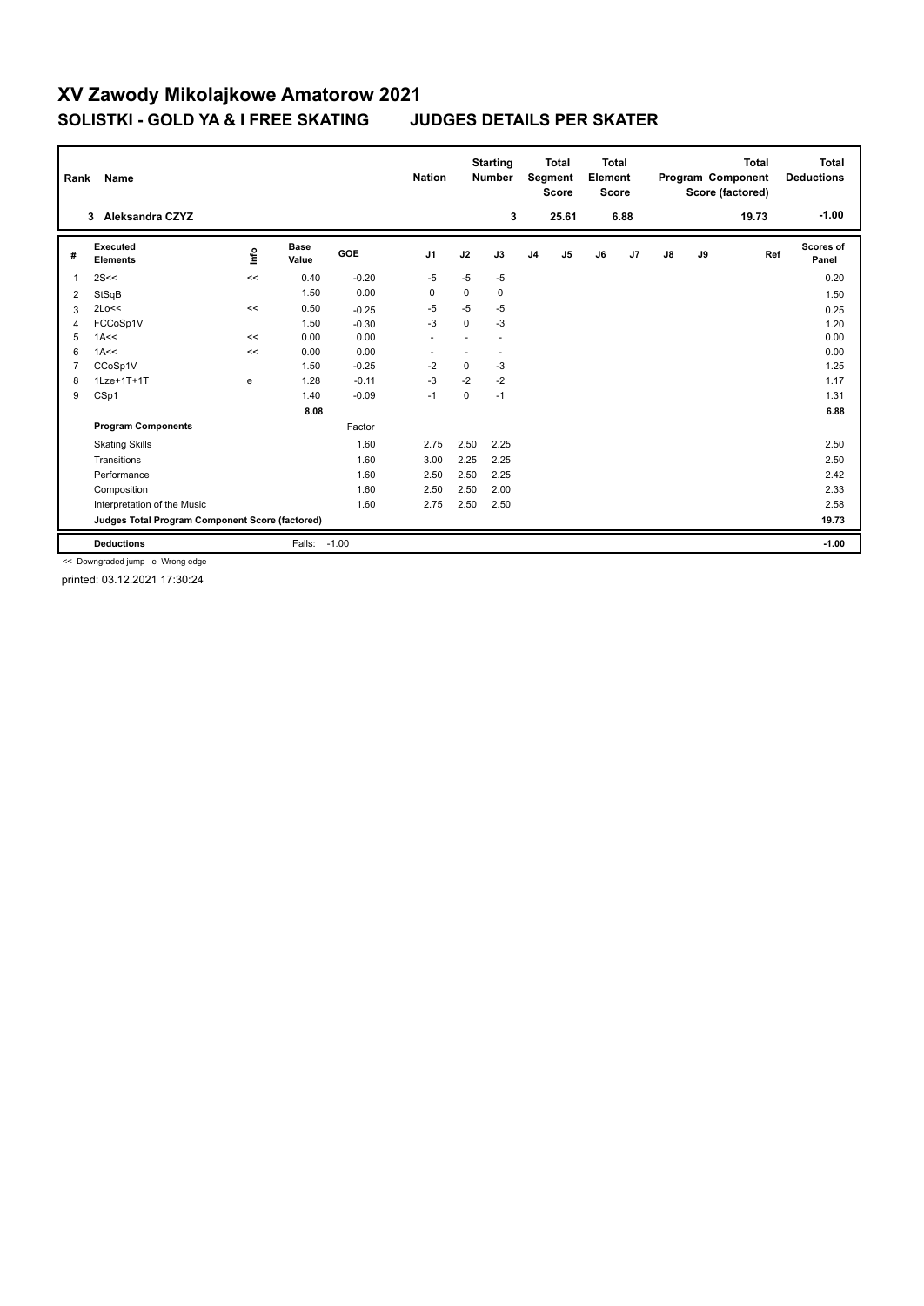# XV Zawody Mikolajkowe Amatorow 2021

## SOLISTKI - GOLD YA & I FREE SKATING JUDGES DETAILS PER SKATER

| Rank | Name | Nation | Starting Number | Total Segment Score | Total Element Score | Total Program Component Score (factored) | Total Deductions |
|---|---|---|---|---|---|---|---|
| 3 | Aleksandra CZYZ | | 3 | 25.61 | 6.88 | 19.73 | -1.00 |

| # | Executed Elements | Info | Base Value | GOE | J1 | J2 | J3 | J4 | J5 | J6 | J7 | J8 | J9 | Ref | Scores of Panel |
|---|---|---|---|---|---|---|---|---|---|---|---|---|---|---|---|
| 1 | 2S<< | << | 0.40 | -0.20 | -5 | -5 | -5 | | | | | | | | 0.20 |
| 2 | StSqB | | 1.50 | 0.00 | 0 | 0 | 0 | | | | | | | | 1.50 |
| 3 | 2Lo<< | << | 0.50 | -0.25 | -5 | -5 | -5 | | | | | | | | 0.25 |
| 4 | FCCoSp1V | | 1.50 | -0.30 | -3 | 0 | -3 | | | | | | | | 1.20 |
| 5 | 1A<< | << | 0.00 | 0.00 | - | - | - | | | | | | | | 0.00 |
| 6 | 1A<< | << | 0.00 | 0.00 | - | - | - | | | | | | | | 0.00 |
| 7 | CCoSp1V | | 1.50 | -0.25 | -2 | 0 | -3 | | | | | | | | 1.25 |
| 8 | 1Lze+1T+1T | e | 1.28 | -0.11 | -3 | -2 | -2 | | | | | | | | 1.17 |
| 9 | CSp1 | | 1.40 | -0.09 | -1 | 0 | -1 | | | | | | | | 1.31 |
| | | | 8.08 | | | | | | | | | | | | 6.88 |
| | **Program Components** | | | Factor | | | | | | | | | | | |
| | Skating Skills | | | 1.60 | 2.75 | 2.50 | 2.25 | | | | | | | | 2.50 |
| | Transitions | | | 1.60 | 3.00 | 2.25 | 2.25 | | | | | | | | 2.50 |
| | Performance | | | 1.60 | 2.50 | 2.50 | 2.25 | | | | | | | | 2.42 |
| | Composition | | | 1.60 | 2.50 | 2.50 | 2.00 | | | | | | | | 2.33 |
| | Interpretation of the Music | | | 1.60 | 2.75 | 2.50 | 2.50 | | | | | | | | 2.58 |
| | **Judges Total Program Component Score (factored)** | | | | | | | | | | | | | | 19.73 |
| | **Deductions** | | Falls: | -1.00 | | | | | | | | | | | -1.00 |

<< Downgraded jump e Wrong edge

printed: 03.12.2021 17:30:24